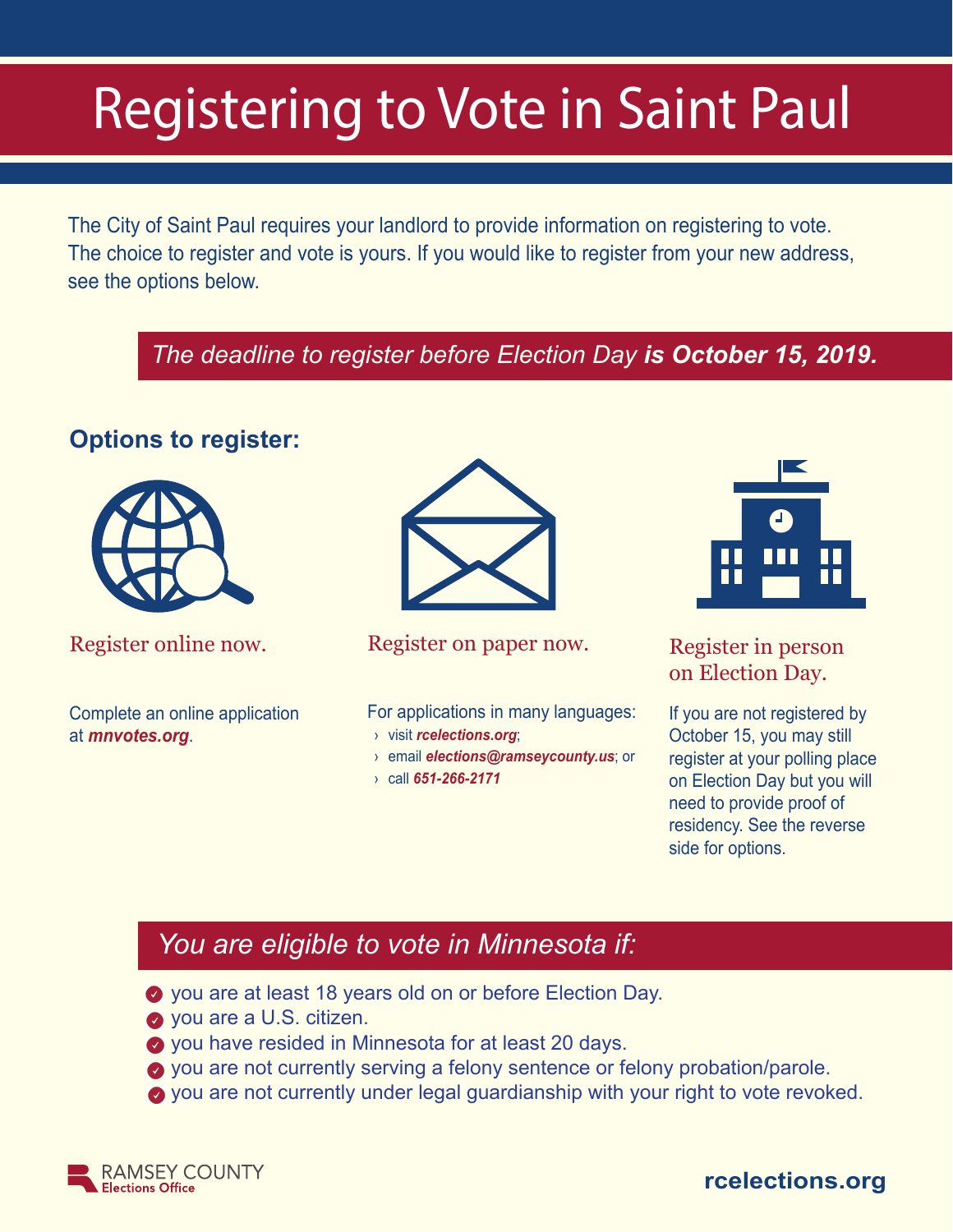# Registering to Vote in Saint Paul

The City of Saint Paul requires your landlord to provide information on registering to vote. The choice to register and vote is yours. If you would like to register from your new address, see the options below.

*The deadline to register before Election Day* ***is October 15, 2019.***

## Options to register:

### Register online now.

Complete an online application at ***mnvotes.org***.

### Register on paper now.

For applications in many languages:

- visit ***rcelections.org***;
- email ***elections@ramseycounty.us***; or
- call ***651-266-2171***

### Register in person on Election Day.

If you are not registered by October 15, you may still register at your polling place on Election Day but you will need to provide proof of residency. See the reverse side for options.

## *You are eligible to vote in Minnesota if:*

- you are at least 18 years old on or before Election Day.
- you are a U.S. citizen.
- you have resided in Minnesota for at least 20 days.
- you are not currently serving a felony sentence or felony probation/parole.
- you are not currently under legal guardianship with your right to vote revoked.

RAMSEY COUNTY Elections Office

**rcelections.org**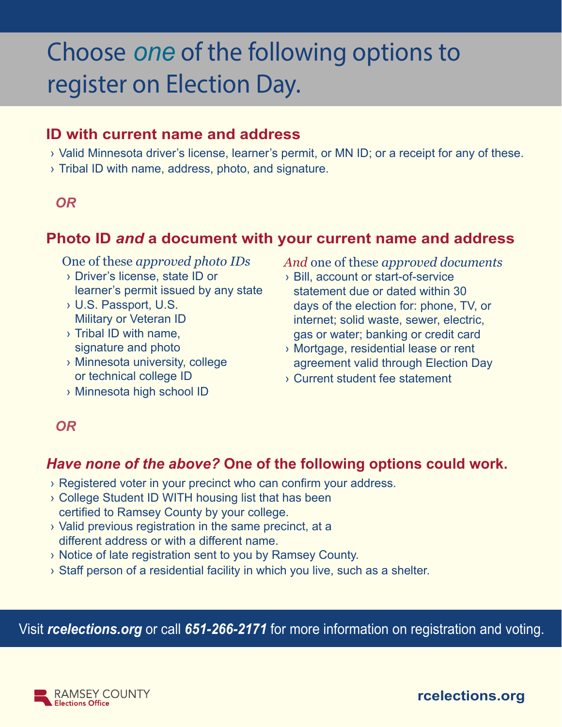# Choose *one* of the following options to register on Election Day.

## ID with current name and address

- Valid Minnesota driver's license, learner's permit, or MN ID; or a receipt for any of these.
- Tribal ID with name, address, photo, and signature.

*OR*

## Photo ID *and* a document with your current name and address

One of these *approved photo IDs*

- Driver's license, state ID or learner's permit issued by any state
- U.S. Passport, U.S. Military or Veteran ID
- Tribal ID with name, signature and photo
- Minnesota university, college or technical college ID
- Minnesota high school ID

*And* one of these *approved documents*

- Bill, account or start-of-service statement due or dated within 30 days of the election for: phone, TV, or internet; solid waste, sewer, electric, gas or water; banking or credit card
- Mortgage, residential lease or rent agreement valid through Election Day
- Current student fee statement

*OR*

## *Have none of the above?* One of the following options could work.

- Registered voter in your precinct who can confirm your address.
- College Student ID WITH housing list that has been certified to Ramsey County by your college.
- Valid previous registration in the same precinct, at a different address or with a different name.
- Notice of late registration sent to you by Ramsey County.
- Staff person of a residential facility in which you live, such as a shelter.

Visit ***rcelections.org*** or call ***651-266-2171*** for more information on registration and voting.

RAMSEY COUNTY
Elections Office

**rcelections.org**